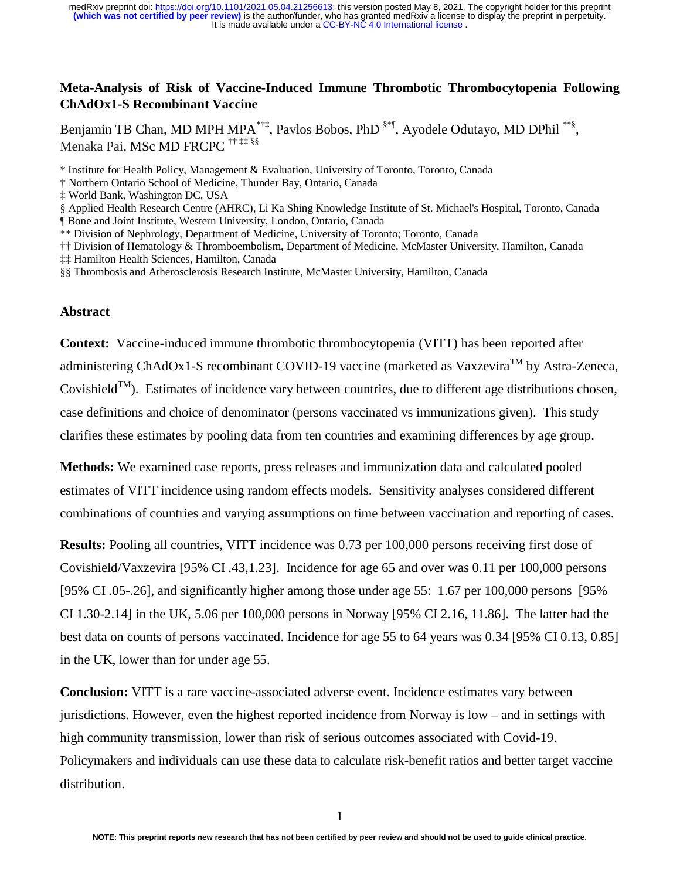# Meta-Analysis of Risk of Vaccine-Induced Immune Thrombotic Thrombocytopenia Following ChAdOx1-S Recombinant Vaccine

Benjamin TB Chan, MD MPH MPA[*†‡], Pavlos Bobos, PhD [§*¶], Ayodele Odutayo, MD DPhil [**§], Menaka Pai, MSc MD FRCPC [†† ‡‡ §§]

\* Institute for Health Policy, Management & Evaluation, University of Toronto, Toronto, Canada

† Northern Ontario School of Medicine, Thunder Bay, Ontario, Canada

‡ World Bank, Washington DC, USA

§ Applied Health Research Centre (AHRC), Li Ka Shing Knowledge Institute of St. Michael's Hospital, Toronto, Canada

¶ Bone and Joint Institute, Western University, London, Ontario, Canada

\*\* Division of Nephrology, Department of Medicine, University of Toronto; Toronto, Canada

†† Division of Hematology & Thromboembolism, Department of Medicine, McMaster University, Hamilton, Canada

‡‡ Hamilton Health Sciences, Hamilton, Canada

§§ Thrombosis and Atherosclerosis Research Institute, McMaster University, Hamilton, Canada

## Abstract

**Context:** Vaccine-induced immune thrombotic thrombocytopenia (VITT) has been reported after administering ChAdOx1-S recombinant COVID-19 vaccine (marketed as Vaxzevira™ by Astra-Zeneca, Covishield™). Estimates of incidence vary between countries, due to different age distributions chosen, case definitions and choice of denominator (persons vaccinated vs immunizations given). This study clarifies these estimates by pooling data from ten countries and examining differences by age group.

**Methods:** We examined case reports, press releases and immunization data and calculated pooled estimates of VITT incidence using random effects models. Sensitivity analyses considered different combinations of countries and varying assumptions on time between vaccination and reporting of cases.

**Results:** Pooling all countries, VITT incidence was 0.73 per 100,000 persons receiving first dose of Covishield/Vaxzevira [95% CI .43,1.23]. Incidence for age 65 and over was 0.11 per 100,000 persons [95% CI .05-.26], and significantly higher among those under age 55: 1.67 per 100,000 persons [95% CI 1.30-2.14] in the UK, 5.06 per 100,000 persons in Norway [95% CI 2.16, 11.86]. The latter had the best data on counts of persons vaccinated. Incidence for age 55 to 64 years was 0.34 [95% CI 0.13, 0.85] in the UK, lower than for under age 55.

**Conclusion:** VITT is a rare vaccine-associated adverse event. Incidence estimates vary between jurisdictions. However, even the highest reported incidence from Norway is low – and in settings with high community transmission, lower than risk of serious outcomes associated with Covid-19. Policymakers and individuals can use these data to calculate risk-benefit ratios and better target vaccine distribution.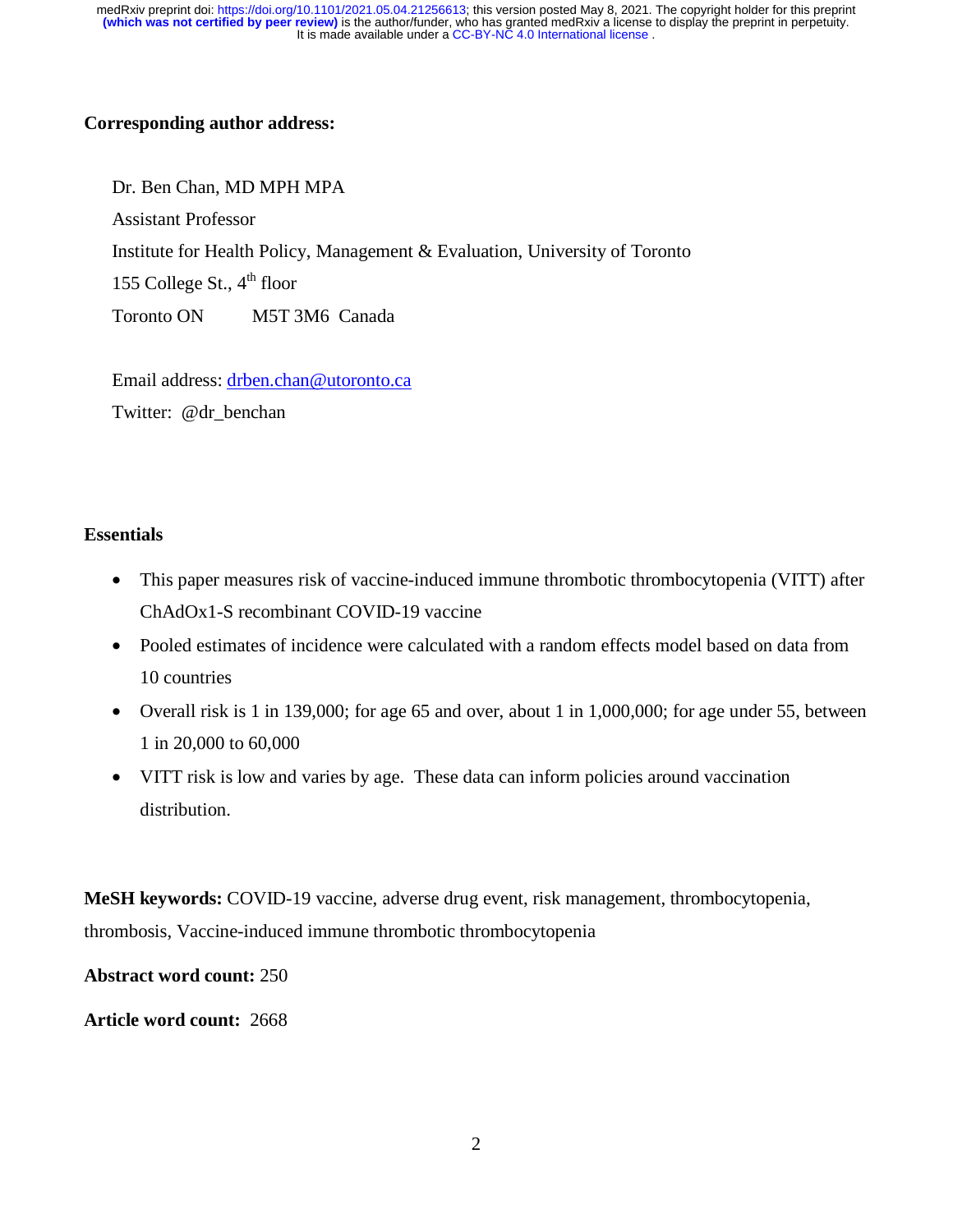**Corresponding author address:**

Dr. Ben Chan, MD MPH MPA

Assistant Professor

Institute for Health Policy, Management & Evaluation, University of Toronto

155 College St., 4th floor

Toronto ON M5T 3M6 Canada

Email address: drben.chan@utoronto.ca

Twitter: @dr_benchan

**Essentials**

- This paper measures risk of vaccine-induced immune thrombotic thrombocytopenia (VITT) after ChAdOx1-S recombinant COVID-19 vaccine
- Pooled estimates of incidence were calculated with a random effects model based on data from 10 countries
- Overall risk is 1 in 139,000; for age 65 and over, about 1 in 1,000,000; for age under 55, between 1 in 20,000 to 60,000
- VITT risk is low and varies by age. These data can inform policies around vaccination distribution.

**MeSH keywords:** COVID-19 vaccine, adverse drug event, risk management, thrombocytopenia, thrombosis, Vaccine-induced immune thrombotic thrombocytopenia

**Abstract word count:** 250

**Article word count:** 2668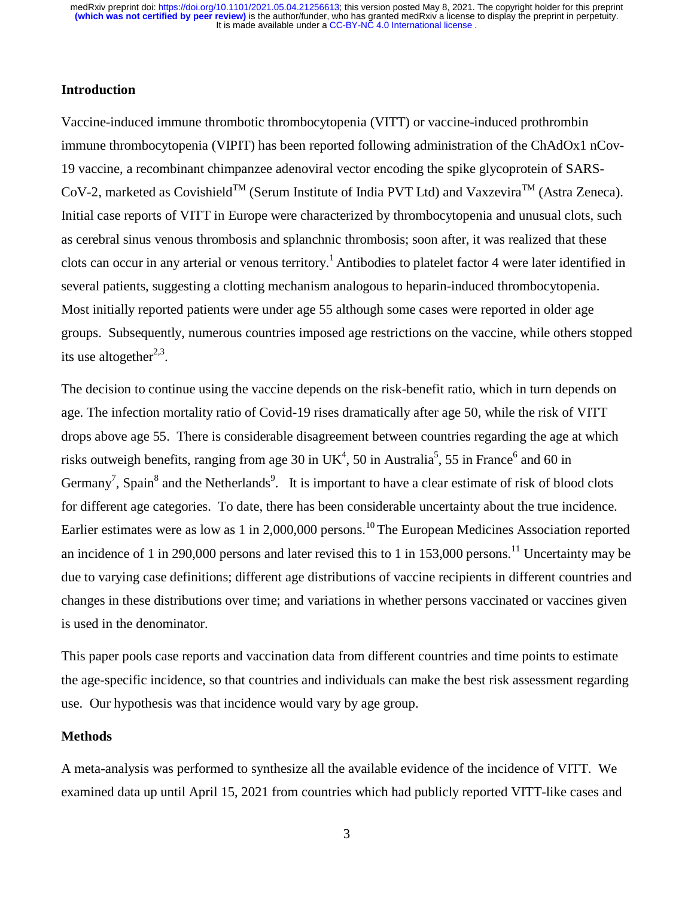## Introduction

Vaccine-induced immune thrombotic thrombocytopenia (VITT) or vaccine-induced prothrombin immune thrombocytopenia (VIPIT) has been reported following administration of the ChAdOx1 nCov-19 vaccine, a recombinant chimpanzee adenoviral vector encoding the spike glycoprotein of SARS-CoV-2, marketed as Covishield™ (Serum Institute of India PVT Ltd) and Vaxzevira™ (Astra Zeneca). Initial case reports of VITT in Europe were characterized by thrombocytopenia and unusual clots, such as cerebral sinus venous thrombosis and splanchnic thrombosis; soon after, it was realized that these clots can occur in any arterial or venous territory.[1] Antibodies to platelet factor 4 were later identified in several patients, suggesting a clotting mechanism analogous to heparin-induced thrombocytopenia. Most initially reported patients were under age 55 although some cases were reported in older age groups. Subsequently, numerous countries imposed age restrictions on the vaccine, while others stopped its use altogether[2,3].

The decision to continue using the vaccine depends on the risk-benefit ratio, which in turn depends on age. The infection mortality ratio of Covid-19 rises dramatically after age 50, while the risk of VITT drops above age 55. There is considerable disagreement between countries regarding the age at which risks outweigh benefits, ranging from age 30 in UK[4], 50 in Australia[5], 55 in France[6] and 60 in Germany[7], Spain[8] and the Netherlands[9]. It is important to have a clear estimate of risk of blood clots for different age categories. To date, there has been considerable uncertainty about the true incidence. Earlier estimates were as low as 1 in 2,000,000 persons.[10] The European Medicines Association reported an incidence of 1 in 290,000 persons and later revised this to 1 in 153,000 persons.[11] Uncertainty may be due to varying case definitions; different age distributions of vaccine recipients in different countries and changes in these distributions over time; and variations in whether persons vaccinated or vaccines given is used in the denominator.

This paper pools case reports and vaccination data from different countries and time points to estimate the age-specific incidence, so that countries and individuals can make the best risk assessment regarding use. Our hypothesis was that incidence would vary by age group.

## Methods

A meta-analysis was performed to synthesize all the available evidence of the incidence of VITT. We examined data up until April 15, 2021 from countries which had publicly reported VITT-like cases and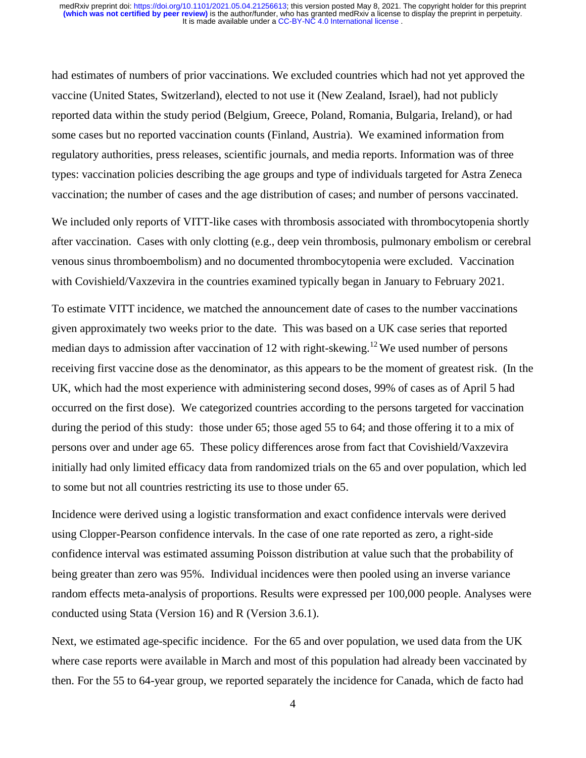had estimates of numbers of prior vaccinations. We excluded countries which had not yet approved the vaccine (United States, Switzerland), elected to not use it (New Zealand, Israel), had not publicly reported data within the study period (Belgium, Greece, Poland, Romania, Bulgaria, Ireland), or had some cases but no reported vaccination counts (Finland, Austria). We examined information from regulatory authorities, press releases, scientific journals, and media reports. Information was of three types: vaccination policies describing the age groups and type of individuals targeted for Astra Zeneca vaccination; the number of cases and the age distribution of cases; and number of persons vaccinated.

We included only reports of VITT-like cases with thrombosis associated with thrombocytopenia shortly after vaccination. Cases with only clotting (e.g., deep vein thrombosis, pulmonary embolism or cerebral venous sinus thromboembolism) and no documented thrombocytopenia were excluded. Vaccination with Covishield/Vaxzevira in the countries examined typically began in January to February 2021.

To estimate VITT incidence, we matched the announcement date of cases to the number vaccinations given approximately two weeks prior to the date. This was based on a UK case series that reported median days to admission after vaccination of 12 with right-skewing.[12] We used number of persons receiving first vaccine dose as the denominator, as this appears to be the moment of greatest risk. (In the UK, which had the most experience with administering second doses, 99% of cases as of April 5 had occurred on the first dose). We categorized countries according to the persons targeted for vaccination during the period of this study: those under 65; those aged 55 to 64; and those offering it to a mix of persons over and under age 65. These policy differences arose from fact that Covishield/Vaxzevira initially had only limited efficacy data from randomized trials on the 65 and over population, which led to some but not all countries restricting its use to those under 65.

Incidence were derived using a logistic transformation and exact confidence intervals were derived using Clopper-Pearson confidence intervals. In the case of one rate reported as zero, a right-side confidence interval was estimated assuming Poisson distribution at value such that the probability of being greater than zero was 95%. Individual incidences were then pooled using an inverse variance random effects meta-analysis of proportions. Results were expressed per 100,000 people. Analyses were conducted using Stata (Version 16) and R (Version 3.6.1).

Next, we estimated age-specific incidence. For the 65 and over population, we used data from the UK where case reports were available in March and most of this population had already been vaccinated by then. For the 55 to 64-year group, we reported separately the incidence for Canada, which de facto had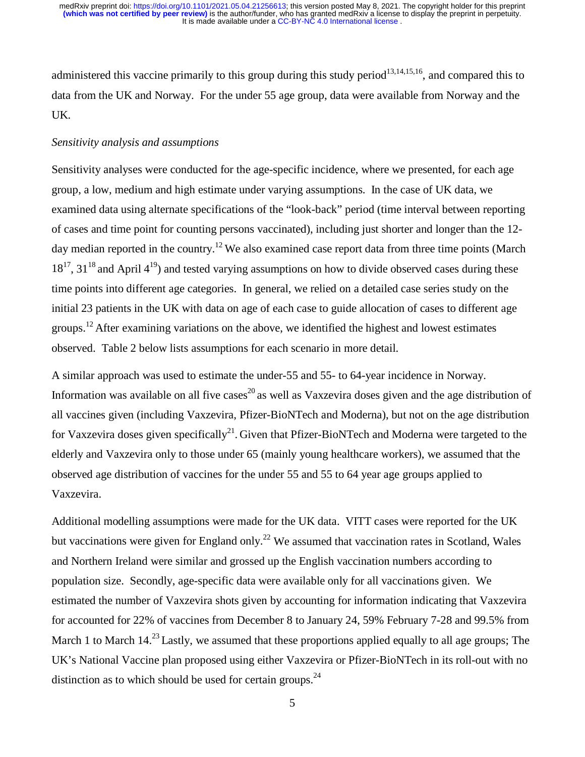administered this vaccine primarily to this group during this study period[13,14,15,16], and compared this to data from the UK and Norway. For the under 55 age group, data were available from Norway and the UK.

*Sensitivity analysis and assumptions*

Sensitivity analyses were conducted for the age-specific incidence, where we presented, for each age group, a low, medium and high estimate under varying assumptions. In the case of UK data, we examined data using alternate specifications of the "look-back" period (time interval between reporting of cases and time point for counting persons vaccinated), including just shorter and longer than the 12-day median reported in the country.[12] We also examined case report data from three time points (March 18[17], 31[18] and April 4[19]) and tested varying assumptions on how to divide observed cases during these time points into different age categories. In general, we relied on a detailed case series study on the initial 23 patients in the UK with data on age of each case to guide allocation of cases to different age groups.[12] After examining variations on the above, we identified the highest and lowest estimates observed. Table 2 below lists assumptions for each scenario in more detail.

A similar approach was used to estimate the under-55 and 55- to 64-year incidence in Norway. Information was available on all five cases[20] as well as Vaxzevira doses given and the age distribution of all vaccines given (including Vaxzevira, Pfizer-BioNTech and Moderna), but not on the age distribution for Vaxzevira doses given specifically[21]. Given that Pfizer-BioNTech and Moderna were targeted to the elderly and Vaxzevira only to those under 65 (mainly young healthcare workers), we assumed that the observed age distribution of vaccines for the under 55 and 55 to 64 year age groups applied to Vaxzevira.

Additional modelling assumptions were made for the UK data. VITT cases were reported for the UK but vaccinations were given for England only.[22] We assumed that vaccination rates in Scotland, Wales and Northern Ireland were similar and grossed up the English vaccination numbers according to population size. Secondly, age-specific data were available only for all vaccinations given. We estimated the number of Vaxzevira shots given by accounting for information indicating that Vaxzevira for accounted for 22% of vaccines from December 8 to January 24, 59% February 7-28 and 99.5% from March 1 to March 14.[23] Lastly, we assumed that these proportions applied equally to all age groups; The UK's National Vaccine plan proposed using either Vaxzevira or Pfizer-BioNTech in its roll-out with no distinction as to which should be used for certain groups.[24]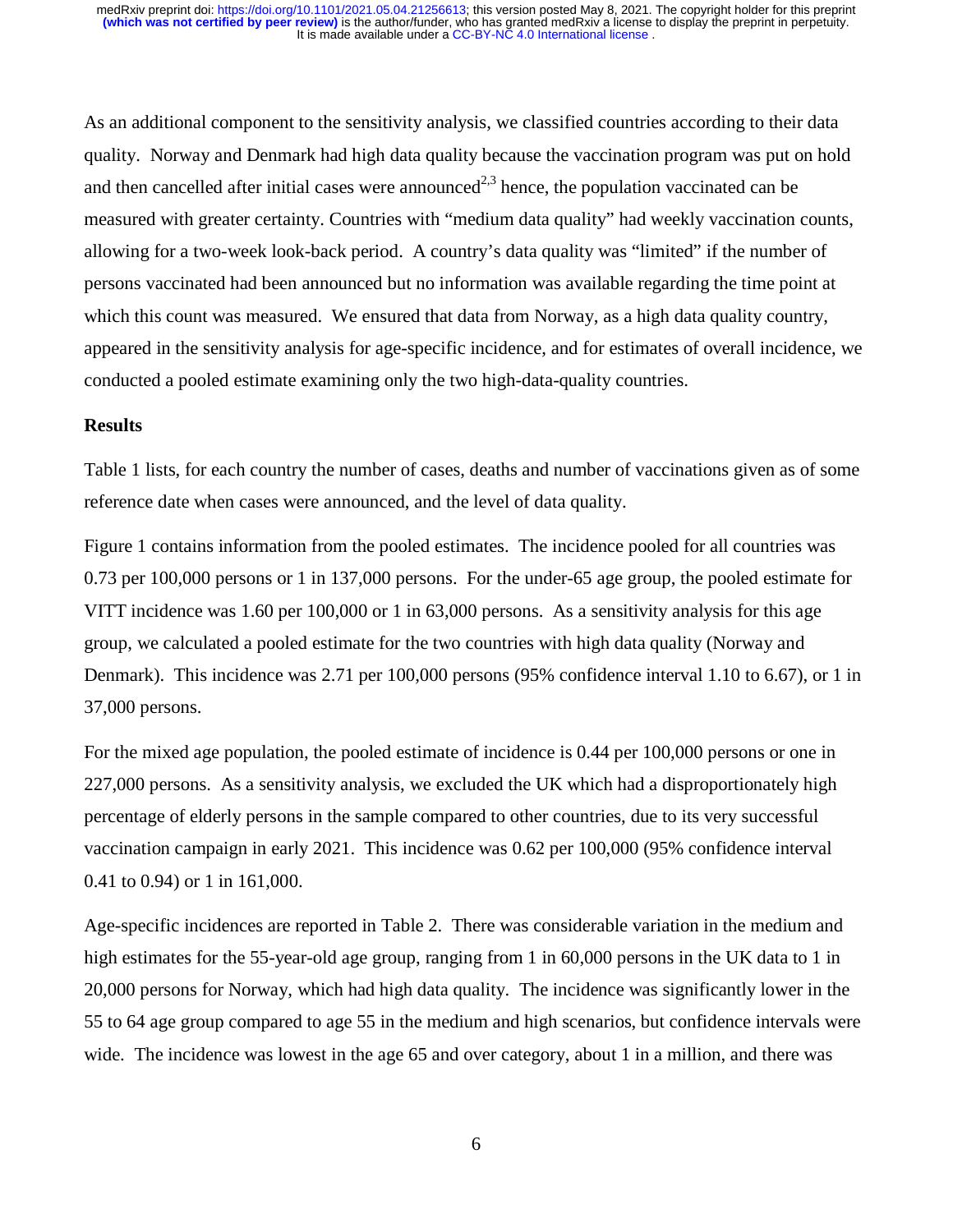As an additional component to the sensitivity analysis, we classified countries according to their data quality. Norway and Denmark had high data quality because the vaccination program was put on hold and then cancelled after initial cases were announced[2,3] hence, the population vaccinated can be measured with greater certainty. Countries with "medium data quality" had weekly vaccination counts, allowing for a two-week look-back period. A country's data quality was "limited" if the number of persons vaccinated had been announced but no information was available regarding the time point at which this count was measured. We ensured that data from Norway, as a high data quality country, appeared in the sensitivity analysis for age-specific incidence, and for estimates of overall incidence, we conducted a pooled estimate examining only the two high-data-quality countries.

## Results

Table 1 lists, for each country the number of cases, deaths and number of vaccinations given as of some reference date when cases were announced, and the level of data quality.

Figure 1 contains information from the pooled estimates. The incidence pooled for all countries was 0.73 per 100,000 persons or 1 in 137,000 persons. For the under-65 age group, the pooled estimate for VITT incidence was 1.60 per 100,000 or 1 in 63,000 persons. As a sensitivity analysis for this age group, we calculated a pooled estimate for the two countries with high data quality (Norway and Denmark). This incidence was 2.71 per 100,000 persons (95% confidence interval 1.10 to 6.67), or 1 in 37,000 persons.

For the mixed age population, the pooled estimate of incidence is 0.44 per 100,000 persons or one in 227,000 persons. As a sensitivity analysis, we excluded the UK which had a disproportionately high percentage of elderly persons in the sample compared to other countries, due to its very successful vaccination campaign in early 2021. This incidence was 0.62 per 100,000 (95% confidence interval 0.41 to 0.94) or 1 in 161,000.

Age-specific incidences are reported in Table 2. There was considerable variation in the medium and high estimates for the 55-year-old age group, ranging from 1 in 60,000 persons in the UK data to 1 in 20,000 persons for Norway, which had high data quality. The incidence was significantly lower in the 55 to 64 age group compared to age 55 in the medium and high scenarios, but confidence intervals were wide. The incidence was lowest in the age 65 and over category, about 1 in a million, and there was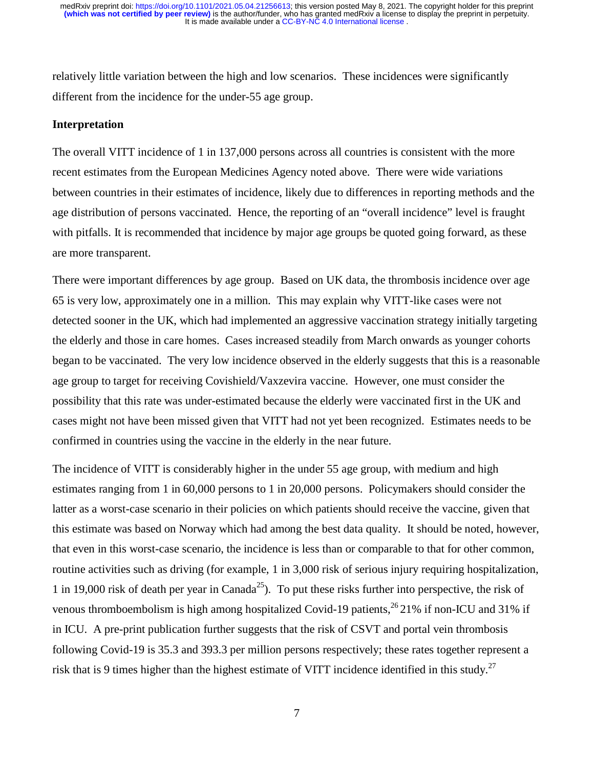relatively little variation between the high and low scenarios. These incidences were significantly different from the incidence for the under-55 age group.

## Interpretation

The overall VITT incidence of 1 in 137,000 persons across all countries is consistent with the more recent estimates from the European Medicines Agency noted above. There were wide variations between countries in their estimates of incidence, likely due to differences in reporting methods and the age distribution of persons vaccinated. Hence, the reporting of an "overall incidence" level is fraught with pitfalls. It is recommended that incidence by major age groups be quoted going forward, as these are more transparent.

There were important differences by age group. Based on UK data, the thrombosis incidence over age 65 is very low, approximately one in a million. This may explain why VITT-like cases were not detected sooner in the UK, which had implemented an aggressive vaccination strategy initially targeting the elderly and those in care homes. Cases increased steadily from March onwards as younger cohorts began to be vaccinated. The very low incidence observed in the elderly suggests that this is a reasonable age group to target for receiving Covishield/Vaxzevira vaccine. However, one must consider the possibility that this rate was under-estimated because the elderly were vaccinated first in the UK and cases might not have been missed given that VITT had not yet been recognized. Estimates needs to be confirmed in countries using the vaccine in the elderly in the near future.

The incidence of VITT is considerably higher in the under 55 age group, with medium and high estimates ranging from 1 in 60,000 persons to 1 in 20,000 persons. Policymakers should consider the latter as a worst-case scenario in their policies on which patients should receive the vaccine, given that this estimate was based on Norway which had among the best data quality. It should be noted, however, that even in this worst-case scenario, the incidence is less than or comparable to that for other common, routine activities such as driving (for example, 1 in 3,000 risk of serious injury requiring hospitalization, 1 in 19,000 risk of death per year in Canada[25]). To put these risks further into perspective, the risk of venous thromboembolism is high among hospitalized Covid-19 patients,[26] 21% if non-ICU and 31% if in ICU. A pre-print publication further suggests that the risk of CSVT and portal vein thrombosis following Covid-19 is 35.3 and 393.3 per million persons respectively; these rates together represent a risk that is 9 times higher than the highest estimate of VITT incidence identified in this study.[27]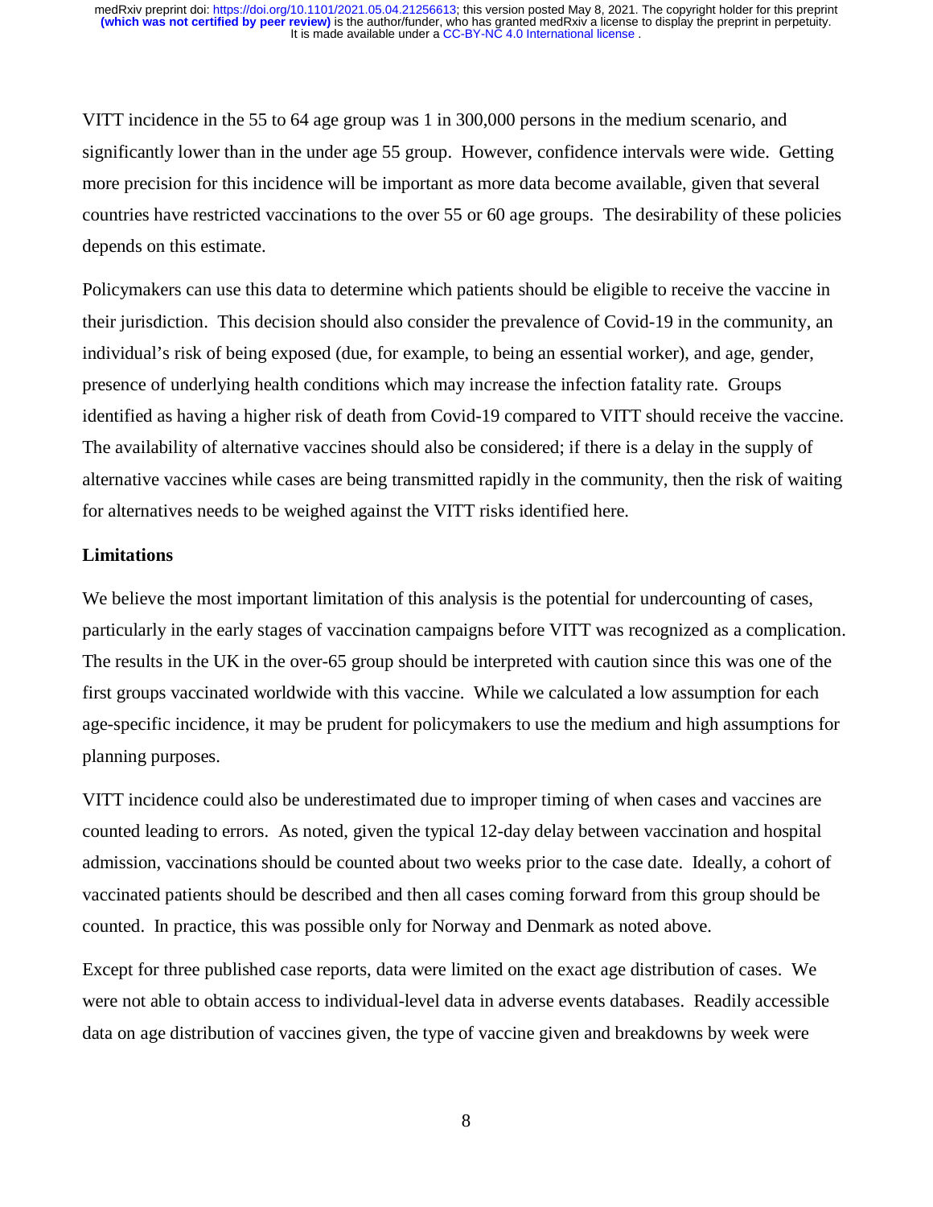VITT incidence in the 55 to 64 age group was 1 in 300,000 persons in the medium scenario, and significantly lower than in the under age 55 group. However, confidence intervals were wide. Getting more precision for this incidence will be important as more data become available, given that several countries have restricted vaccinations to the over 55 or 60 age groups. The desirability of these policies depends on this estimate.

Policymakers can use this data to determine which patients should be eligible to receive the vaccine in their jurisdiction. This decision should also consider the prevalence of Covid-19 in the community, an individual's risk of being exposed (due, for example, to being an essential worker), and age, gender, presence of underlying health conditions which may increase the infection fatality rate. Groups identified as having a higher risk of death from Covid-19 compared to VITT should receive the vaccine. The availability of alternative vaccines should also be considered; if there is a delay in the supply of alternative vaccines while cases are being transmitted rapidly in the community, then the risk of waiting for alternatives needs to be weighed against the VITT risks identified here.

**Limitations**

We believe the most important limitation of this analysis is the potential for undercounting of cases, particularly in the early stages of vaccination campaigns before VITT was recognized as a complication. The results in the UK in the over-65 group should be interpreted with caution since this was one of the first groups vaccinated worldwide with this vaccine. While we calculated a low assumption for each age-specific incidence, it may be prudent for policymakers to use the medium and high assumptions for planning purposes.

VITT incidence could also be underestimated due to improper timing of when cases and vaccines are counted leading to errors. As noted, given the typical 12-day delay between vaccination and hospital admission, vaccinations should be counted about two weeks prior to the case date. Ideally, a cohort of vaccinated patients should be described and then all cases coming forward from this group should be counted. In practice, this was possible only for Norway and Denmark as noted above.

Except for three published case reports, data were limited on the exact age distribution of cases. We were not able to obtain access to individual-level data in adverse events databases. Readily accessible data on age distribution of vaccines given, the type of vaccine given and breakdowns by week were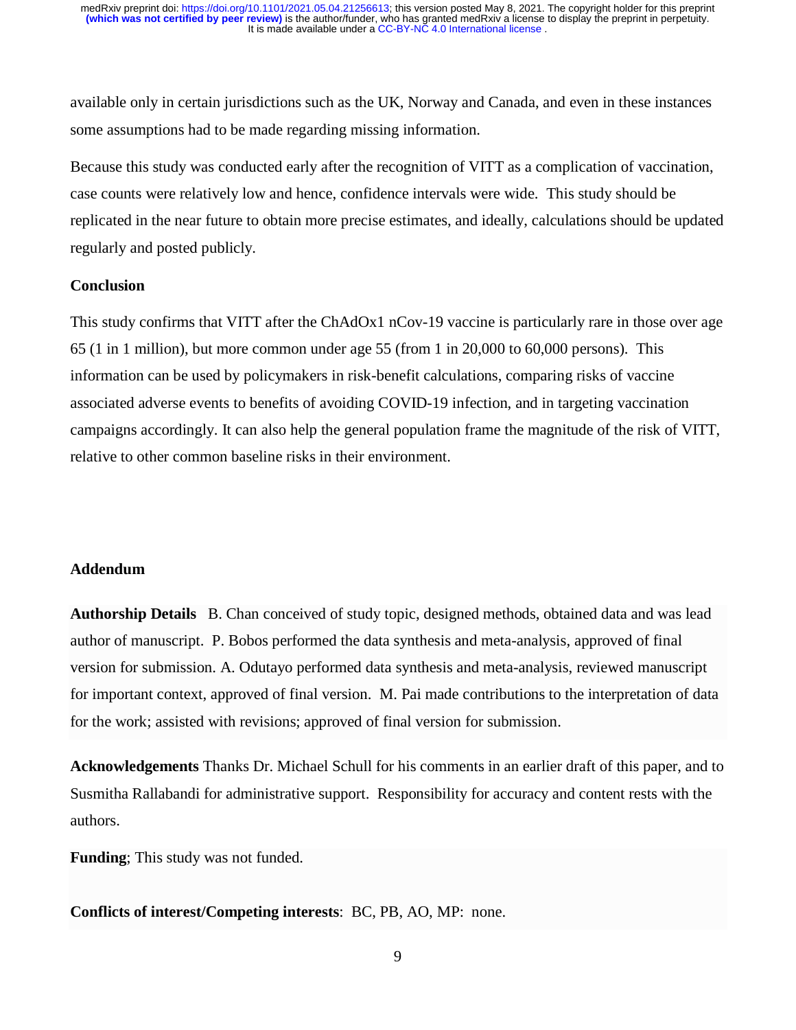available only in certain jurisdictions such as the UK, Norway and Canada, and even in these instances some assumptions had to be made regarding missing information.

Because this study was conducted early after the recognition of VITT as a complication of vaccination, case counts were relatively low and hence, confidence intervals were wide. This study should be replicated in the near future to obtain more precise estimates, and ideally, calculations should be updated regularly and posted publicly.

## Conclusion

This study confirms that VITT after the ChAdOx1 nCov-19 vaccine is particularly rare in those over age 65 (1 in 1 million), but more common under age 55 (from 1 in 20,000 to 60,000 persons). This information can be used by policymakers in risk-benefit calculations, comparing risks of vaccine associated adverse events to benefits of avoiding COVID-19 infection, and in targeting vaccination campaigns accordingly. It can also help the general population frame the magnitude of the risk of VITT, relative to other common baseline risks in their environment.

## Addendum

**Authorship Details** B. Chan conceived of study topic, designed methods, obtained data and was lead author of manuscript. P. Bobos performed the data synthesis and meta-analysis, approved of final version for submission. A. Odutayo performed data synthesis and meta-analysis, reviewed manuscript for important context, approved of final version. M. Pai made contributions to the interpretation of data for the work; assisted with revisions; approved of final version for submission.

**Acknowledgements** Thanks Dr. Michael Schull for his comments in an earlier draft of this paper, and to Susmitha Rallabandi for administrative support. Responsibility for accuracy and content rests with the authors.

**Funding**; This study was not funded.

**Conflicts of interest/Competing interests**: BC, PB, AO, MP: none.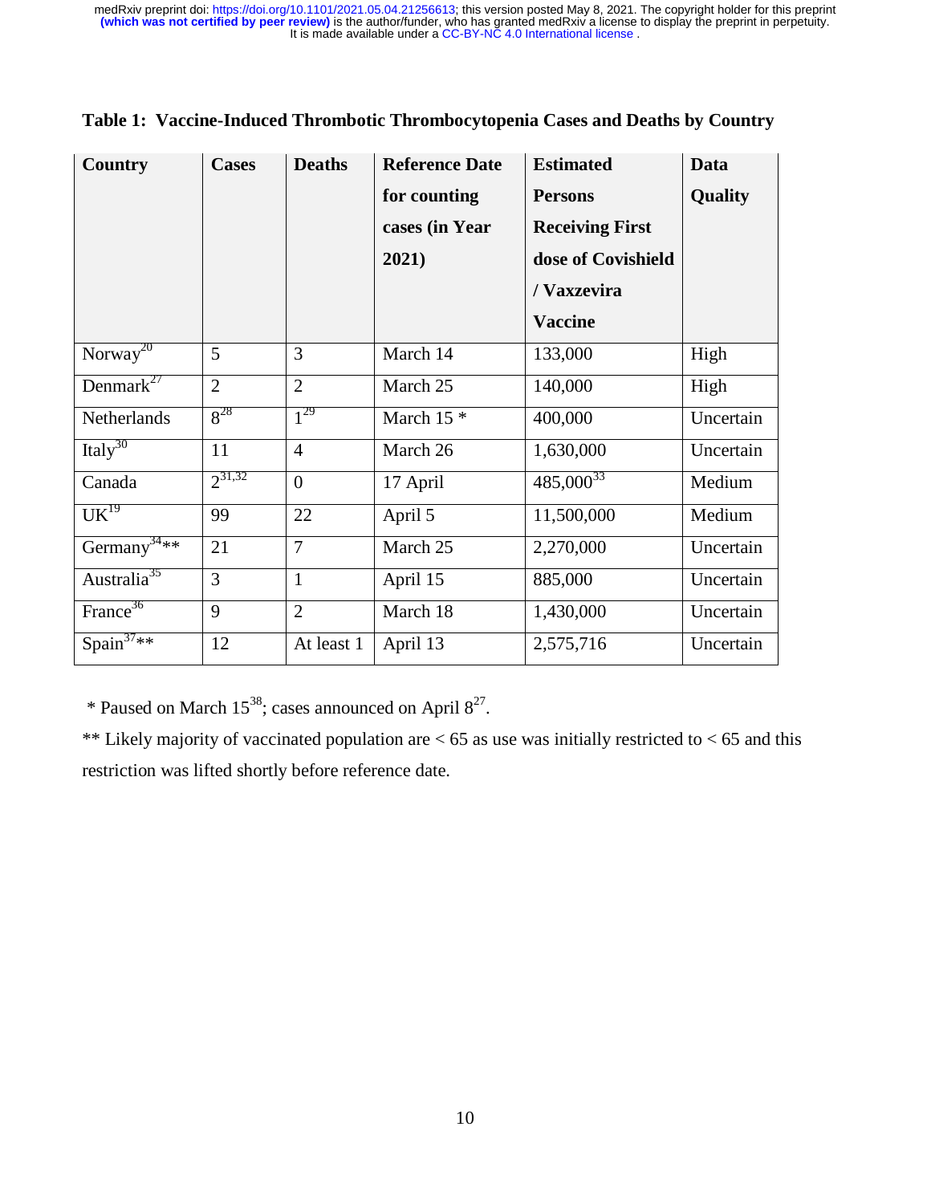**Table 1: Vaccine-Induced Thrombotic Thrombocytopenia Cases and Deaths by Country**

| Country | Cases | Deaths | Reference Date for counting cases (in Year 2021) | Estimated Persons Receiving First dose of Covishield / Vaxzevira Vaccine | Data Quality |
|---|---|---|---|---|---|
| Norway[20] | 5 | 3 | March 14 | 133,000 | High |
| Denmark[27] | 2 | 2 | March 25 | 140,000 | High |
| Netherlands | 8[28] | 1[29] | March 15 * | 400,000 | Uncertain |
| Italy[30] | 11 | 4 | March 26 | 1,630,000 | Uncertain |
| Canada | 2[31,32] | 0 | 17 April | 485,000[33] | Medium |
| UK[19] | 99 | 22 | April 5 | 11,500,000 | Medium |
| Germany[34]** | 21 | 7 | March 25 | 2,270,000 | Uncertain |
| Australia[35] | 3 | 1 | April 15 | 885,000 | Uncertain |
| France[36] | 9 | 2 | March 18 | 1,430,000 | Uncertain |
| Spain[37]** | 12 | At least 1 | April 13 | 2,575,716 | Uncertain |

\* Paused on March 15[38]; cases announced on April 8[27].

** Likely majority of vaccinated population are < 65 as use was initially restricted to < 65 and this restriction was lifted shortly before reference date.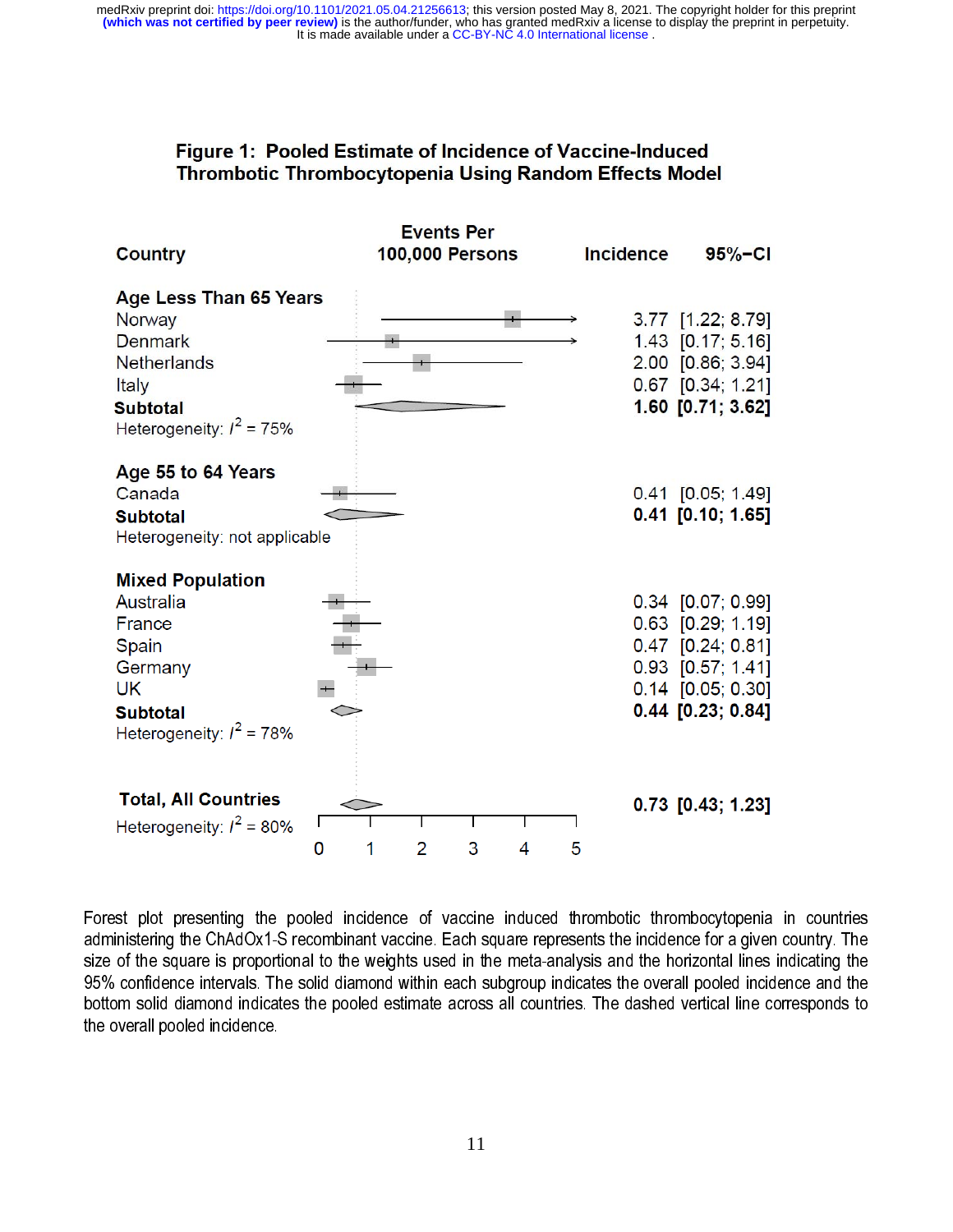**Figure 1: Pooled Estimate of Incidence of Vaccine-Induced Thrombotic Thrombocytopenia Using Random Effects Model**

| Country | Events Per 100,000 Persons | Incidence | 95%−CI |
|---|---|---|---|
| **Age Less Than 65 Years** | | | |
| Norway | | 3.77 | [1.22; 8.79] |
| Denmark | | 1.43 | [0.17; 5.16] |
| Netherlands | | 2.00 | [0.86; 3.94] |
| Italy | | 0.67 | [0.34; 1.21] |
| **Subtotal** | | **1.60** | **[0.71; 3.62]** |
| Heterogeneity: $I^2 = 75\%$ | | | |
| **Age 55 to 64 Years** | | | |
| Canada | | 0.41 | [0.05; 1.49] |
| **Subtotal** | | **0.41** | **[0.10; 1.65]** |
| Heterogeneity: not applicable | | | |
| **Mixed Population** | | | |
| Australia | | 0.34 | [0.07; 0.99] |
| France | | 0.63 | [0.29; 1.19] |
| Spain | | 0.47 | [0.24; 0.81] |
| Germany | | 0.93 | [0.57; 1.41] |
| UK | | 0.14 | [0.05; 0.30] |
| **Subtotal** | | **0.44** | **[0.23; 0.84]** |
| Heterogeneity: $I^2 = 78\%$ | | | |
| **Total, All Countries** | | **0.73** | **[0.43; 1.23]** |
| Heterogeneity: $I^2 = 80\%$ | | | |

Forest plot presenting the pooled incidence of vaccine induced thrombotic thrombocytopenia in countries administering the ChAdOx1-S recombinant vaccine. Each square represents the incidence for a given country. The size of the square is proportional to the weights used in the meta-analysis and the horizontal lines indicating the 95% confidence intervals. The solid diamond within each subgroup indicates the overall pooled incidence and the bottom solid diamond indicates the pooled estimate across all countries. The dashed vertical line corresponds to the overall pooled incidence.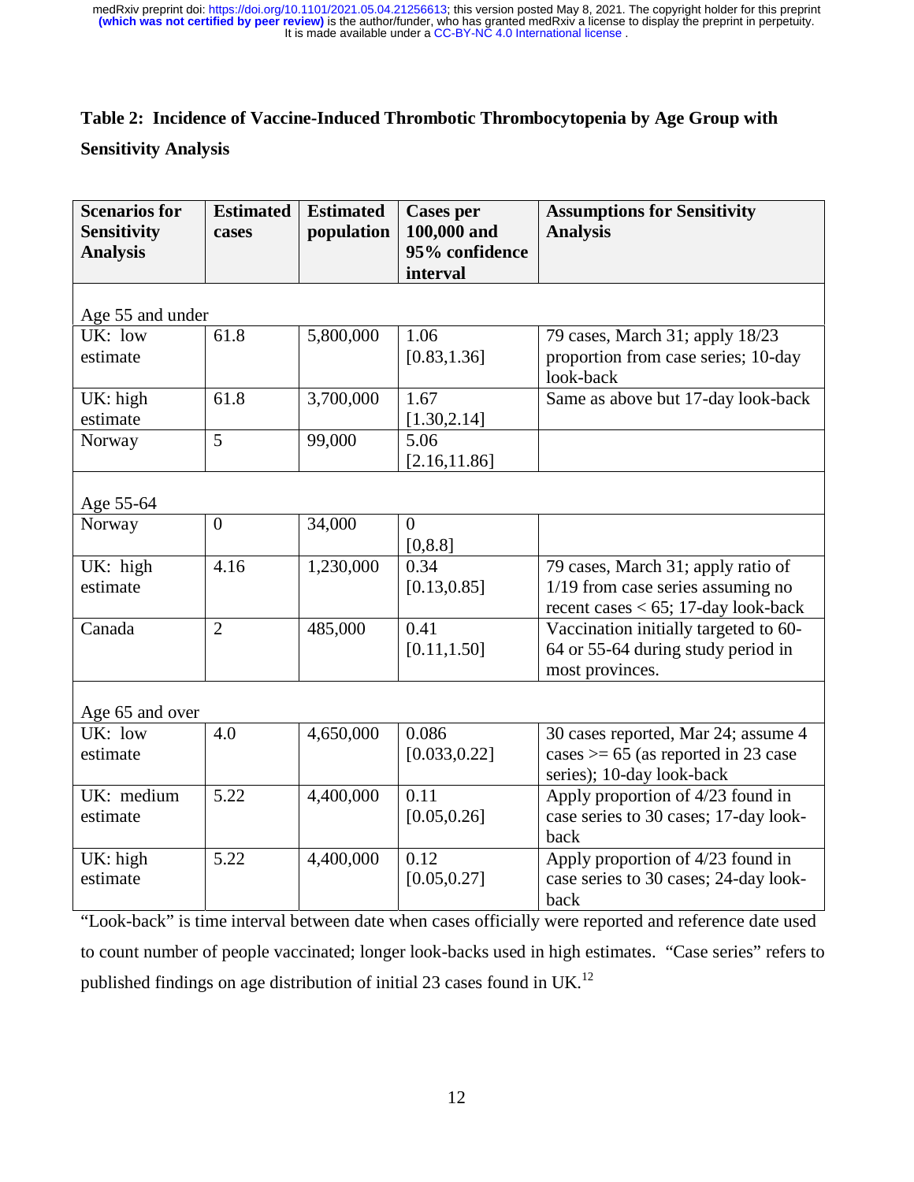**Table 2: Incidence of Vaccine-Induced Thrombotic Thrombocytopenia by Age Group with Sensitivity Analysis**

| Scenarios for Sensitivity Analysis | Estimated cases | Estimated population | Cases per 100,000 and 95% confidence interval | Assumptions for Sensitivity Analysis |
|---|---|---|---|---|
| Age 55 and under | | | | |
| UK: low estimate | 61.8 | 5,800,000 | 1.06 [0.83,1.36] | 79 cases, March 31; apply 18/23 proportion from case series; 10-day look-back |
| UK: high estimate | 61.8 | 3,700,000 | 1.67 [1.30,2.14] | Same as above but 17-day look-back |
| Norway | 5 | 99,000 | 5.06 [2.16,11.86] | |
| Age 55-64 | | | | |
| Norway | 0 | 34,000 | 0 [0,8.8] | |
| UK: high estimate | 4.16 | 1,230,000 | 0.34 [0.13,0.85] | 79 cases, March 31; apply ratio of 1/19 from case series assuming no recent cases < 65; 17-day look-back |
| Canada | 2 | 485,000 | 0.41 [0.11,1.50] | Vaccination initially targeted to 60-64 or 55-64 during study period in most provinces. |
| Age 65 and over | | | | |
| UK: low estimate | 4.0 | 4,650,000 | 0.086 [0.033,0.22] | 30 cases reported, Mar 24; assume 4 cases >= 65 (as reported in 23 case series); 10-day look-back |
| UK: medium estimate | 5.22 | 4,400,000 | 0.11 [0.05,0.26] | Apply proportion of 4/23 found in case series to 30 cases; 17-day look-back |
| UK: high estimate | 5.22 | 4,400,000 | 0.12 [0.05,0.27] | Apply proportion of 4/23 found in case series to 30 cases; 24-day look-back |

"Look-back" is time interval between date when cases officially were reported and reference date used to count number of people vaccinated; longer look-backs used in high estimates. "Case series" refers to published findings on age distribution of initial 23 cases found in UK.[12]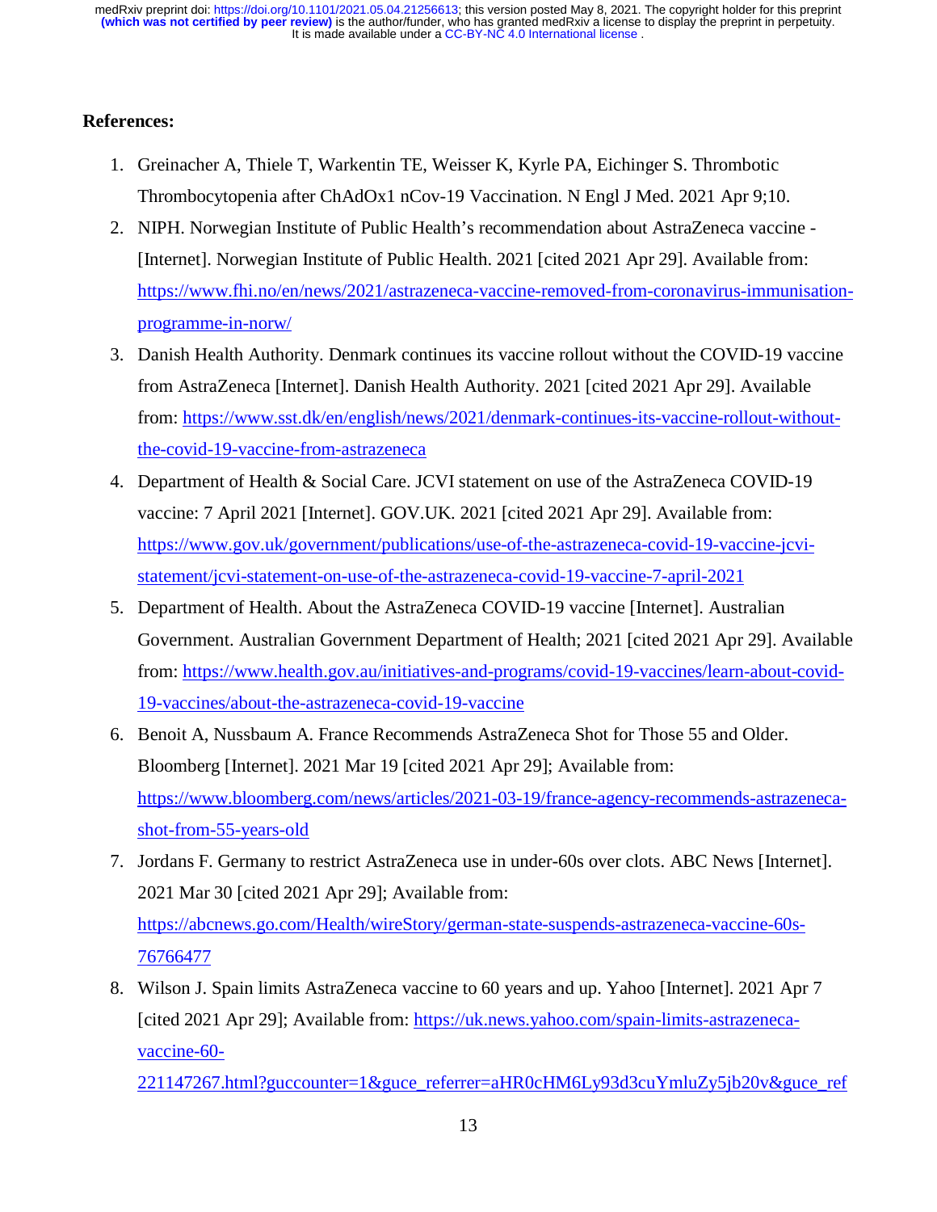**References:**

1. Greinacher A, Thiele T, Warkentin TE, Weisser K, Kyrle PA, Eichinger S. Thrombotic Thrombocytopenia after ChAdOx1 nCov-19 Vaccination. N Engl J Med. 2021 Apr 9;10.
2. NIPH. Norwegian Institute of Public Health's recommendation about AstraZeneca vaccine - [Internet]. Norwegian Institute of Public Health. 2021 [cited 2021 Apr 29]. Available from: https://www.fhi.no/en/news/2021/astrazeneca-vaccine-removed-from-coronavirus-immunisation-programme-in-norw/
3. Danish Health Authority. Denmark continues its vaccine rollout without the COVID-19 vaccine from AstraZeneca [Internet]. Danish Health Authority. 2021 [cited 2021 Apr 29]. Available from: https://www.sst.dk/en/english/news/2021/denmark-continues-its-vaccine-rollout-without-the-covid-19-vaccine-from-astrazeneca
4. Department of Health & Social Care. JCVI statement on use of the AstraZeneca COVID-19 vaccine: 7 April 2021 [Internet]. GOV.UK. 2021 [cited 2021 Apr 29]. Available from: https://www.gov.uk/government/publications/use-of-the-astrazeneca-covid-19-vaccine-jcvi-statement/jcvi-statement-on-use-of-the-astrazeneca-covid-19-vaccine-7-april-2021
5. Department of Health. About the AstraZeneca COVID-19 vaccine [Internet]. Australian Government. Australian Government Department of Health; 2021 [cited 2021 Apr 29]. Available from: https://www.health.gov.au/initiatives-and-programs/covid-19-vaccines/learn-about-covid-19-vaccines/about-the-astrazeneca-covid-19-vaccine
6. Benoit A, Nussbaum A. France Recommends AstraZeneca Shot for Those 55 and Older. Bloomberg [Internet]. 2021 Mar 19 [cited 2021 Apr 29]; Available from: https://www.bloomberg.com/news/articles/2021-03-19/france-agency-recommends-astrazeneca-shot-from-55-years-old
7. Jordans F. Germany to restrict AstraZeneca use in under-60s over clots. ABC News [Internet]. 2021 Mar 30 [cited 2021 Apr 29]; Available from: https://abcnews.go.com/Health/wireStory/german-state-suspends-astrazeneca-vaccine-60s-76766477
8. Wilson J. Spain limits AstraZeneca vaccine to 60 years and up. Yahoo [Internet]. 2021 Apr 7 [cited 2021 Apr 29]; Available from: https://uk.news.yahoo.com/spain-limits-astrazeneca-vaccine-60-221147267.html?guccounter=1&guce_referrer=aHR0cHM6Ly93d3cuYmluZy5jb20v&guce_ref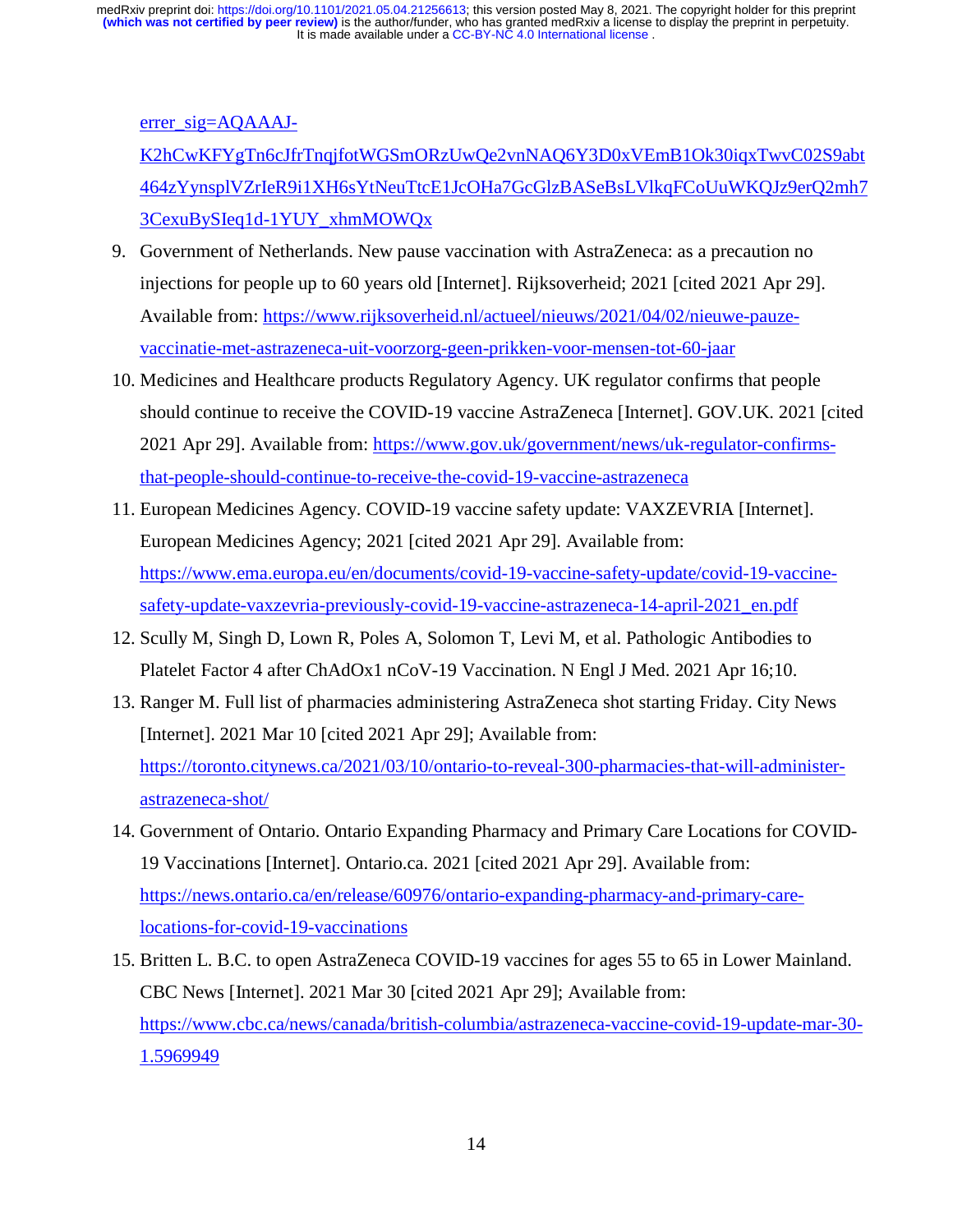erer_sig=AQAAAJ-K2hCwKFYgTn6cJfrTnqjfotWGSmORzUwQe2vnNAQ6Y3D0xVEmB1Ok30iqxTwvC02S9abt464zYynsplVZrIeR9i1XH6sYtNeuTtcE1JcOHa7GcGlzBASeBsLVlkqFCoUuWKQJz9erQ2mh73CexuBySIeq1d-1YUY_xhmMOWQx

9. Government of Netherlands. New pause vaccination with AstraZeneca: as a precaution no injections for people up to 60 years old [Internet]. Rijksoverheid; 2021 [cited 2021 Apr 29]. Available from: https://www.rijksoverheid.nl/actueel/nieuws/2021/04/02/nieuwe-pauze-vaccinatie-met-astrazeneca-uit-voorzorg-geen-prikken-voor-mensen-tot-60-jaar
10. Medicines and Healthcare products Regulatory Agency. UK regulator confirms that people should continue to receive the COVID-19 vaccine AstraZeneca [Internet]. GOV.UK. 2021 [cited 2021 Apr 29]. Available from: https://www.gov.uk/government/news/uk-regulator-confirms-that-people-should-continue-to-receive-the-covid-19-vaccine-astrazeneca
11. European Medicines Agency. COVID-19 vaccine safety update: VAXZEVRIA [Internet]. European Medicines Agency; 2021 [cited 2021 Apr 29]. Available from: https://www.ema.europa.eu/en/documents/covid-19-vaccine-safety-update/covid-19-vaccine-safety-update-vaxzevria-previously-covid-19-vaccine-astrazeneca-14-april-2021_en.pdf
12. Scully M, Singh D, Lown R, Poles A, Solomon T, Levi M, et al. Pathologic Antibodies to Platelet Factor 4 after ChAdOx1 nCoV-19 Vaccination. N Engl J Med. 2021 Apr 16;10.
13. Ranger M. Full list of pharmacies administering AstraZeneca shot starting Friday. City News [Internet]. 2021 Mar 10 [cited 2021 Apr 29]; Available from: https://toronto.citynews.ca/2021/03/10/ontario-to-reveal-300-pharmacies-that-will-administer-astrazeneca-shot/
14. Government of Ontario. Ontario Expanding Pharmacy and Primary Care Locations for COVID-19 Vaccinations [Internet]. Ontario.ca. 2021 [cited 2021 Apr 29]. Available from: https://news.ontario.ca/en/release/60976/ontario-expanding-pharmacy-and-primary-care-locations-for-covid-19-vaccinations
15. Britten L. B.C. to open AstraZeneca COVID-19 vaccines for ages 55 to 65 in Lower Mainland. CBC News [Internet]. 2021 Mar 30 [cited 2021 Apr 29]; Available from: https://www.cbc.ca/news/canada/british-columbia/astrazeneca-vaccine-covid-19-update-mar-30-1.5969949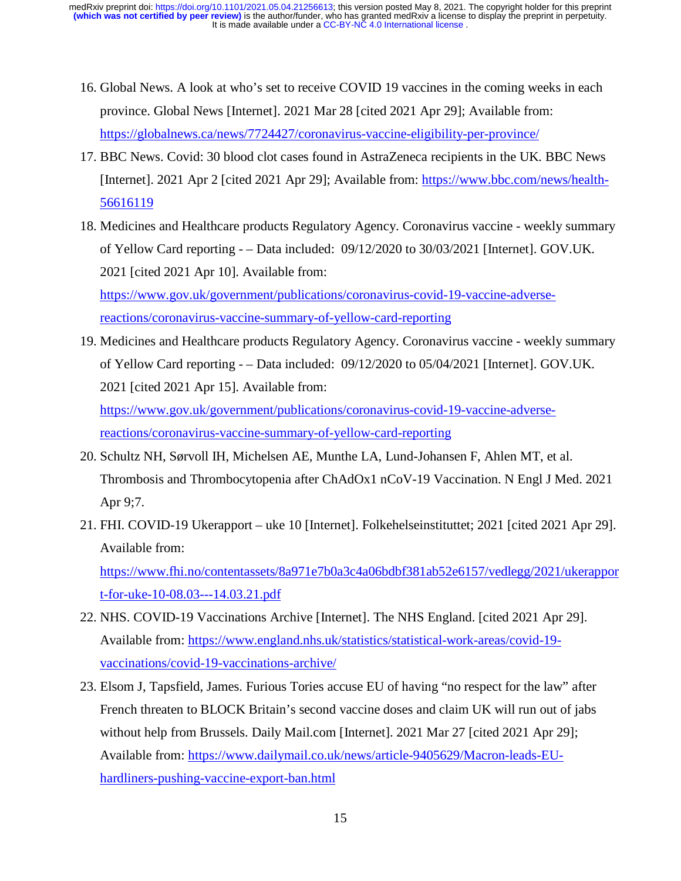16. Global News. A look at who's set to receive COVID 19 vaccines in the coming weeks in each province. Global News [Internet]. 2021 Mar 28 [cited 2021 Apr 29]; Available from: https://globalnews.ca/news/7724427/coronavirus-vaccine-eligibility-per-province/
17. BBC News. Covid: 30 blood clot cases found in AstraZeneca recipients in the UK. BBC News [Internet]. 2021 Apr 2 [cited 2021 Apr 29]; Available from: https://www.bbc.com/news/health-56616119
18. Medicines and Healthcare products Regulatory Agency. Coronavirus vaccine - weekly summary of Yellow Card reporting - – Data included: 09/12/2020 to 30/03/2021 [Internet]. GOV.UK. 2021 [cited 2021 Apr 10]. Available from: https://www.gov.uk/government/publications/coronavirus-covid-19-vaccine-adverse-reactions/coronavirus-vaccine-summary-of-yellow-card-reporting
19. Medicines and Healthcare products Regulatory Agency. Coronavirus vaccine - weekly summary of Yellow Card reporting - – Data included: 09/12/2020 to 05/04/2021 [Internet]. GOV.UK. 2021 [cited 2021 Apr 15]. Available from: https://www.gov.uk/government/publications/coronavirus-covid-19-vaccine-adverse-reactions/coronavirus-vaccine-summary-of-yellow-card-reporting
20. Schultz NH, Sørvoll IH, Michelsen AE, Munthe LA, Lund-Johansen F, Ahlen MT, et al. Thrombosis and Thrombocytopenia after ChAdOx1 nCoV-19 Vaccination. N Engl J Med. 2021 Apr 9;7.
21. FHI. COVID-19 Ukerapport – uke 10 [Internet]. Folkehelseinstituttet; 2021 [cited 2021 Apr 29]. Available from: https://www.fhi.no/contentassets/8a971e7b0a3c4a06bdbf381ab52e6157/vedlegg/2021/ukerapport-for-uke-10-08.03---14.03.21.pdf
22. NHS. COVID-19 Vaccinations Archive [Internet]. The NHS England. [cited 2021 Apr 29]. Available from: https://www.england.nhs.uk/statistics/statistical-work-areas/covid-19-vaccinations/covid-19-vaccinations-archive/
23. Elsom J, Tapsfield, James. Furious Tories accuse EU of having "no respect for the law" after French threaten to BLOCK Britain's second vaccine doses and claim UK will run out of jabs without help from Brussels. Daily Mail.com [Internet]. 2021 Mar 27 [cited 2021 Apr 29]; Available from: https://www.dailymail.co.uk/news/article-9405629/Macron-leads-EU-hardliners-pushing-vaccine-export-ban.html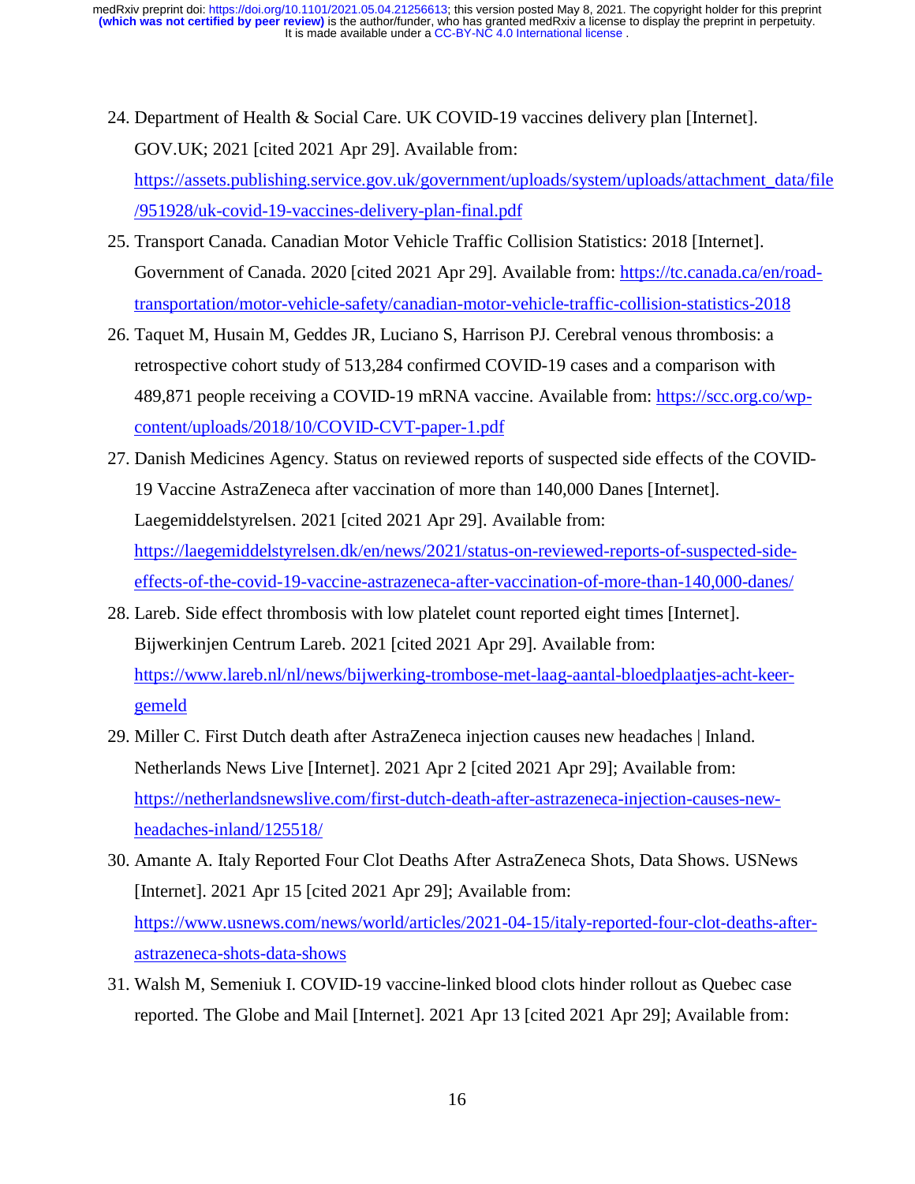24. Department of Health & Social Care. UK COVID-19 vaccines delivery plan [Internet]. GOV.UK; 2021 [cited 2021 Apr 29]. Available from: https://assets.publishing.service.gov.uk/government/uploads/system/uploads/attachment_data/file/951928/uk-covid-19-vaccines-delivery-plan-final.pdf
25. Transport Canada. Canadian Motor Vehicle Traffic Collision Statistics: 2018 [Internet]. Government of Canada. 2020 [cited 2021 Apr 29]. Available from: https://tc.canada.ca/en/road-transportation/motor-vehicle-safety/canadian-motor-vehicle-traffic-collision-statistics-2018
26. Taquet M, Husain M, Geddes JR, Luciano S, Harrison PJ. Cerebral venous thrombosis: a retrospective cohort study of 513,284 confirmed COVID-19 cases and a comparison with 489,871 people receiving a COVID-19 mRNA vaccine. Available from: https://scc.org.co/wp-content/uploads/2018/10/COVID-CVT-paper-1.pdf
27. Danish Medicines Agency. Status on reviewed reports of suspected side effects of the COVID-19 Vaccine AstraZeneca after vaccination of more than 140,000 Danes [Internet]. Laegemiddelstyrelsen. 2021 [cited 2021 Apr 29]. Available from: https://laegemiddelstyrelsen.dk/en/news/2021/status-on-reviewed-reports-of-suspected-side-effects-of-the-covid-19-vaccine-astrazeneca-after-vaccination-of-more-than-140,000-danes/
28. Lareb. Side effect thrombosis with low platelet count reported eight times [Internet]. Bijwerkinjen Centrum Lareb. 2021 [cited 2021 Apr 29]. Available from: https://www.lareb.nl/nl/news/bijwerking-trombose-met-laag-aantal-bloedplaatjes-acht-keer-gemeld
29. Miller C. First Dutch death after AstraZeneca injection causes new headaches | Inland. Netherlands News Live [Internet]. 2021 Apr 2 [cited 2021 Apr 29]; Available from: https://netherlandsnewslive.com/first-dutch-death-after-astrazeneca-injection-causes-new-headaches-inland/125518/
30. Amante A. Italy Reported Four Clot Deaths After AstraZeneca Shots, Data Shows. USNews [Internet]. 2021 Apr 15 [cited 2021 Apr 29]; Available from: https://www.usnews.com/news/world/articles/2021-04-15/italy-reported-four-clot-deaths-after-astrazeneca-shots-data-shows
31. Walsh M, Semeniuk I. COVID-19 vaccine-linked blood clots hinder rollout as Quebec case reported. The Globe and Mail [Internet]. 2021 Apr 13 [cited 2021 Apr 29]; Available from: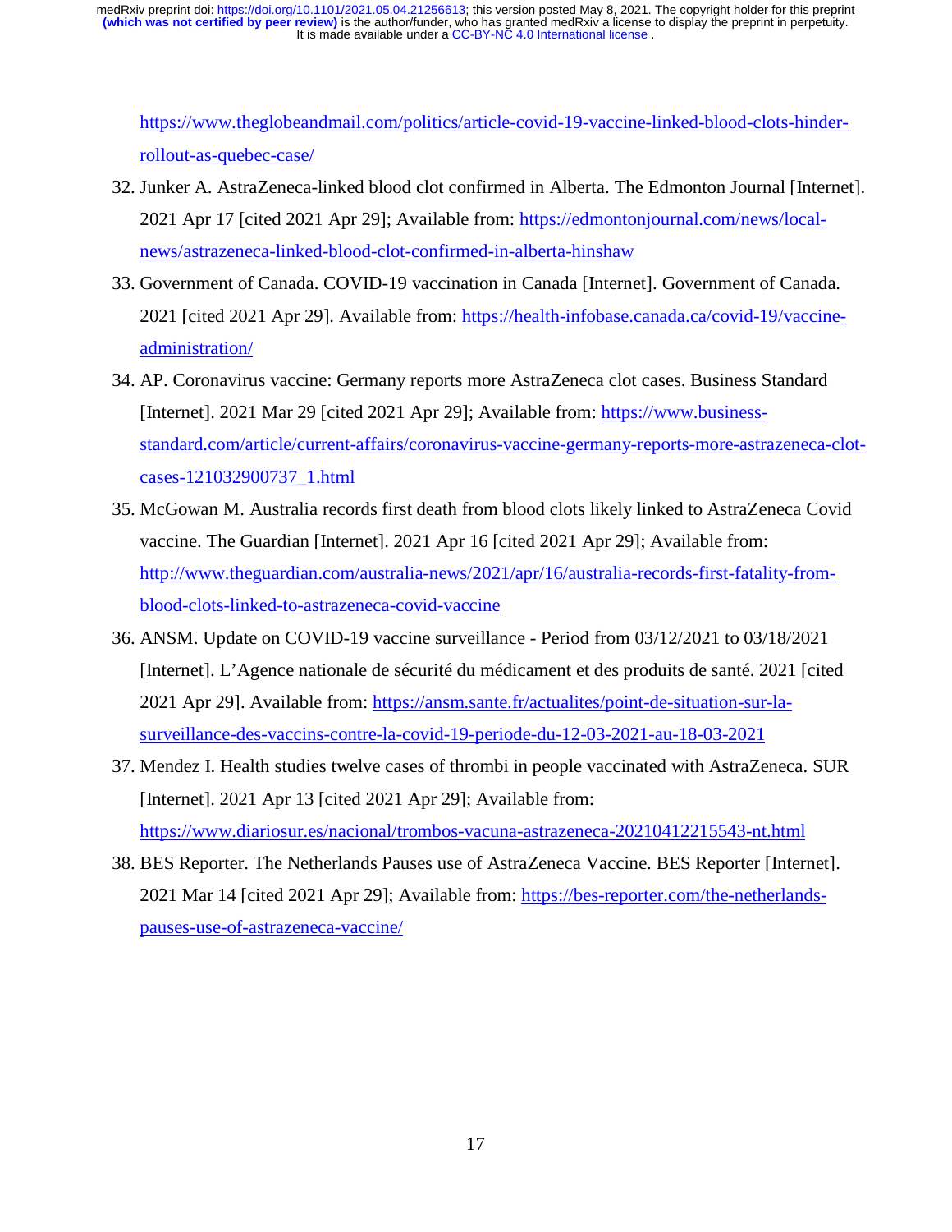https://www.theglobeandmail.com/politics/article-covid-19-vaccine-linked-blood-clots-hinder-rollout-as-quebec-case/

32. Junker A. AstraZeneca-linked blood clot confirmed in Alberta. The Edmonton Journal [Internet]. 2021 Apr 17 [cited 2021 Apr 29]; Available from: https://edmontonjournal.com/news/local-news/astrazeneca-linked-blood-clot-confirmed-in-alberta-hinshaw
33. Government of Canada. COVID-19 vaccination in Canada [Internet]. Government of Canada. 2021 [cited 2021 Apr 29]. Available from: https://health-infobase.canada.ca/covid-19/vaccine-administration/
34. AP. Coronavirus vaccine: Germany reports more AstraZeneca clot cases. Business Standard [Internet]. 2021 Mar 29 [cited 2021 Apr 29]; Available from: https://www.business-standard.com/article/current-affairs/coronavirus-vaccine-germany-reports-more-astrazeneca-clot-cases-121032900737_1.html
35. McGowan M. Australia records first death from blood clots likely linked to AstraZeneca Covid vaccine. The Guardian [Internet]. 2021 Apr 16 [cited 2021 Apr 29]; Available from: http://www.theguardian.com/australia-news/2021/apr/16/australia-records-first-fatality-from-blood-clots-linked-to-astrazeneca-covid-vaccine
36. ANSM. Update on COVID-19 vaccine surveillance - Period from 03/12/2021 to 03/18/2021 [Internet]. L'Agence nationale de sécurité du médicament et des produits de santé. 2021 [cited 2021 Apr 29]. Available from: https://ansm.sante.fr/actualites/point-de-situation-sur-la-surveillance-des-vaccins-contre-la-covid-19-periode-du-12-03-2021-au-18-03-2021
37. Mendez I. Health studies twelve cases of thrombi in people vaccinated with AstraZeneca. SUR [Internet]. 2021 Apr 13 [cited 2021 Apr 29]; Available from: https://www.diariosur.es/nacional/trombos-vacuna-astrazeneca-20210412215543-nt.html
38. BES Reporter. The Netherlands Pauses use of AstraZeneca Vaccine. BES Reporter [Internet]. 2021 Mar 14 [cited 2021 Apr 29]; Available from: https://bes-reporter.com/the-netherlands-pauses-use-of-astrazeneca-vaccine/